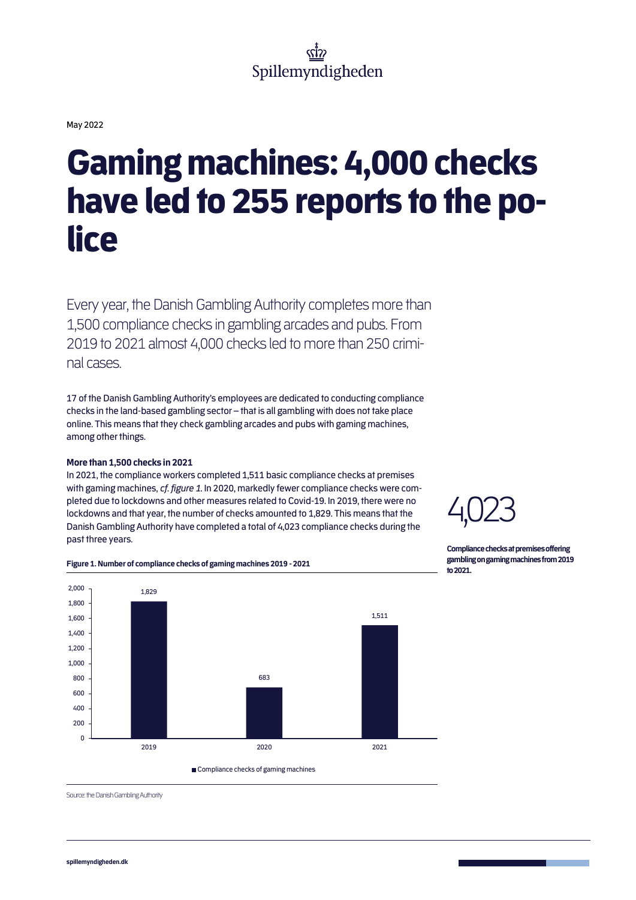Spillemyndigheden

May 2022

# Gaming machines: 4,000 checks have led to 255 reports to the police

Every year, the Danish Gambling Authority completes more than 1,500 compliance checks in gambling arcades and pubs. From 2019 to 2021 almost 4,000 checks led to more than 250 criminal cases.

17 of the Danish Gambling Authority's employees are dedicated to conducting compliance checks in the land-based gambling sector – that is all gambling with does not take place online. This means that they check gambling arcades and pubs with gaming machines, among other things.

**More than 1,500 checks in 2021**

In 2021, the compliance workers completed 1,511 basic compliance checks at premises with gaming machines, *cf. figure 1*. In 2020, markedly fewer compliance checks were completed due to lockdowns and other measures related to Covid-19. In 2019, there were no lockdowns and that year, the number of checks amounted to 1,829. This means that the Danish Gambling Authority have completed a total of 4,023 compliance checks during the past three years.

4,023

**Compliance checks at premises offering gambling on gaming machines from 2019 to 2021.**

**Figure 1. Number of compliance checks of gaming machines 2019 - 2021**

| Year | Compliance checks of gaming machines |
|---|---|
| 2019 | 1,829 |
| 2020 | 683 |
| 2021 | 1,511 |

Source: the Danish Gambling Authority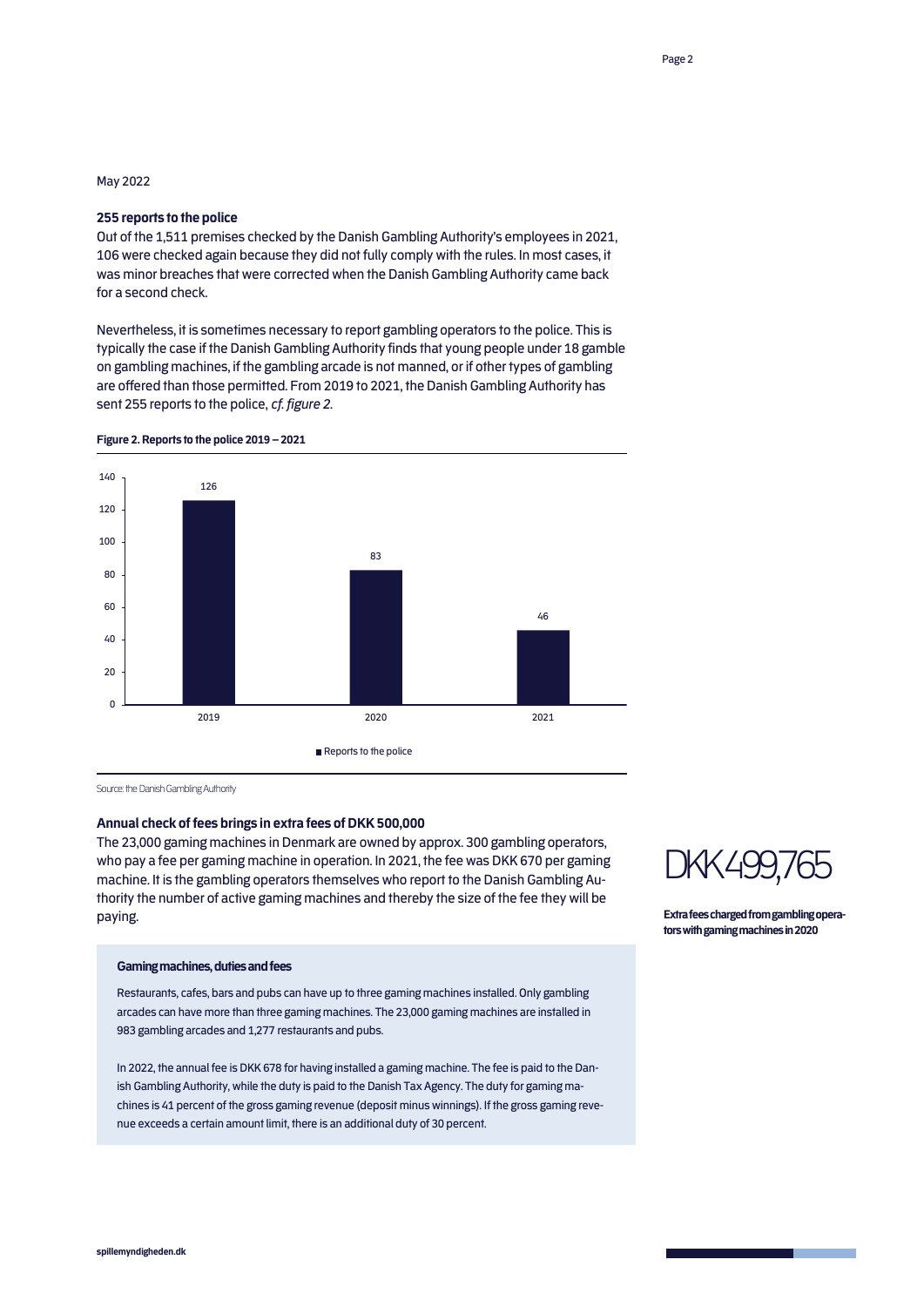May 2022

**255 reports to the police**

Out of the 1,511 premises checked by the Danish Gambling Authority's employees in 2021, 106 were checked again because they did not fully comply with the rules. In most cases, it was minor breaches that were corrected when the Danish Gambling Authority came back for a second check.

Nevertheless, it is sometimes necessary to report gambling operators to the police. This is typically the case if the Danish Gambling Authority finds that young people under 18 gamble on gambling machines, if the gambling arcade is not manned, or if other types of gambling are offered than those permitted. From 2019 to 2021, the Danish Gambling Authority has sent 255 reports to the police, *cf. figure 2*.

**Figure 2. Reports to the police 2019 – 2021**

| Year | Reports to the police |
|---|---|
| 2019 | 126 |
| 2020 | 83 |
| 2021 | 46 |

Source: the Danish Gambling Authority

**Annual check of fees brings in extra fees of DKK 500,000**

The 23,000 gaming machines in Denmark are owned by approx. 300 gambling operators, who pay a fee per gaming machine in operation. In 2021, the fee was DKK 670 per gaming machine. It is the gambling operators themselves who report to the Danish Gambling Authority the number of active gaming machines and thereby the size of the fee they will be paying.

DKK 499,765

**Extra fees charged from gambling operators with gaming machines in 2020**

**Gaming machines, duties and fees**

Restaurants, cafes, bars and pubs can have up to three gaming machines installed. Only gambling arcades can have more than three gaming machines. The 23,000 gaming machines are installed in 983 gambling arcades and 1,277 restaurants and pubs.

In 2022, the annual fee is DKK 678 for having installed a gaming machine. The fee is paid to the Danish Gambling Authority, while the duty is paid to the Danish Tax Agency. The duty for gaming machines is 41 percent of the gross gaming revenue (deposit minus winnings). If the gross gaming revenue exceeds a certain amount limit, there is an additional duty of 30 percent.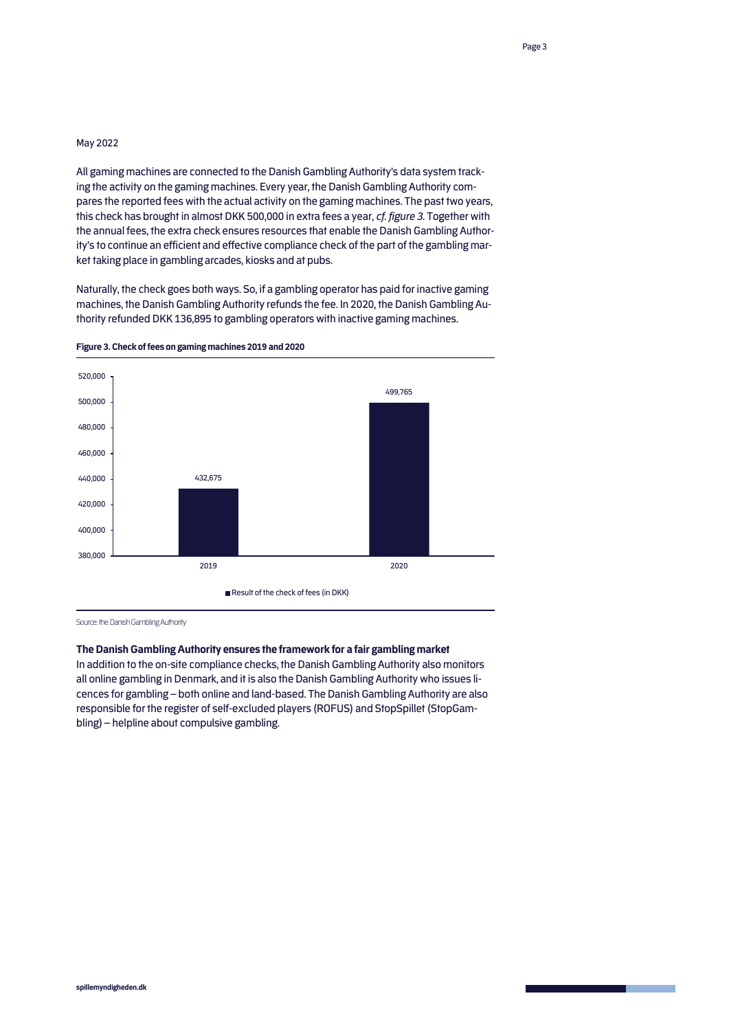May 2022

All gaming machines are connected to the Danish Gambling Authority's data system tracking the activity on the gaming machines. Every year, the Danish Gambling Authority compares the reported fees with the actual activity on the gaming machines. The past two years, this check has brought in almost DKK 500,000 in extra fees a year, *cf. figure 3*. Together with the annual fees, the extra check ensures resources that enable the Danish Gambling Authority's to continue an efficient and effective compliance check of the part of the gambling market taking place in gambling arcades, kiosks and at pubs.

Naturally, the check goes both ways. So, if a gambling operator has paid for inactive gaming machines, the Danish Gambling Authority refunds the fee. In 2020, the Danish Gambling Authority refunded DKK 136,895 to gambling operators with inactive gaming machines.

**Figure 3. Check of fees on gaming machines 2019 and 2020**

520,000
500,000
480,000
460,000
440,000
420,000
400,000
380,000

432,675
499,765

2019
2020

Result of the check of fees (in DKK)

Source: the Danish Gambling Authority

**The Danish Gambling Authority ensures the framework for a fair gambling market**
In addition to the on-site compliance checks, the Danish Gambling Authority also monitors all online gambling in Denmark, and it is also the Danish Gambling Authority who issues licences for gambling – both online and land-based. The Danish Gambling Authority are also responsible for the register of self-excluded players (ROFUS) and StopSpillet (StopGambling) – helpline about compulsive gambling.